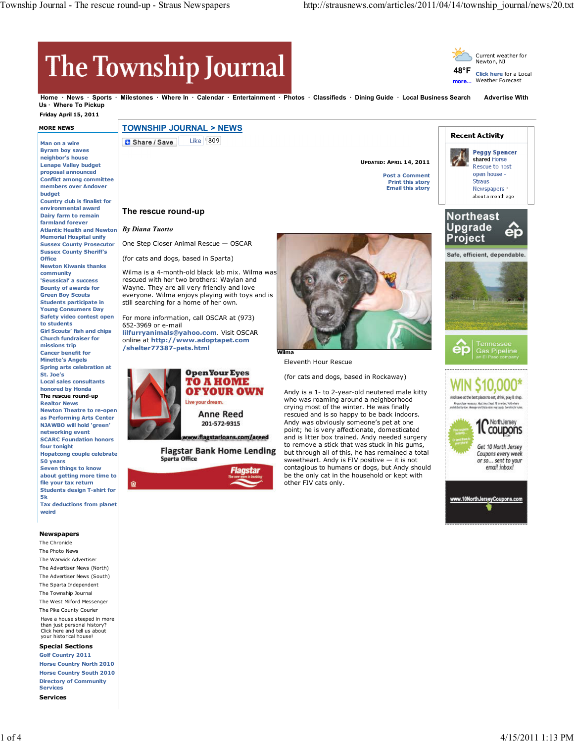# The Township Journal

Current weather for Newton, NJ

48°F

more...

Click here for a Local Weather Forecast

Home · News · Sports · Milestones · Where In · Calendar · Entertainment · Photos · Classifieds · Dining Guide · Local Business Search · Advertise With Us · Where To Pickup

Friday April 15, 2011

**MORE NEWS**

- Man on a wire
- Byram boy saves neighbor's house
- Lenape Valley budget proposal announced
- Conflict among committee members over Andover budget
- Country club is finalist for environmental award
- Dairy farm to remain farmland forever
- Atlantic Health and Newton Memorial Hospital unify
- Sussex County Prosecutor
- Sussex County Sheriff's Office
- Newton Kiwanis thanks community
- 'Seussical' a success
- Bounty of awards for Green Boy Scouts
- Students participate in Young Consumers Day
- Safety video contest open to students
- Girl Scouts' fish and chips
- Church fundraiser for missions trip
- Cancer benefit for Minette's Angels
- Spring arts celebration at St. Joe's
- Local sales consultants honored by Honda
- **The rescue round-up**
- Realtor News
- Newton Theatre to re-open as Performing Arts Center
- NJAWBO will hold 'green' networking event
- SCARC Foundation honors four tonight
- Hopatcong couple celebrate 50 years
- Seven things to know about getting more time to file your tax return
- Students design T-shirt for 5k
- Tax deductions from planet weird

**Newspapers**

- The Chronicle
- The Photo News
- The Warwick Advertiser
- The Advertiser News (North)
- The Advertiser News (South)
- The Sparta Independent
- The Township Journal
- The West Milford Messenger
- The Pike County Courier

Have a house steeped in more than just personal history? Click here and tell us about your historical house!

**Special Sections**

- Golf Country 2011
- Horse Country North 2010
- Horse Country South 2010
- Directory of Community Services

**Services**

## TOWNSHIP JOURNAL > NEWS

Share / Save · Like 809

UPDATED: APRIL 14, 2011

Post a Comment
Print this story
Email this story

## The rescue round-up

***By Diana Tuorto***

One Step Closer Animal Rescue — OSCAR

(for cats and dogs, based in Sparta)

Wilma is a 4-month-old black lab mix. Wilma was rescued with her two brothers: Waylan and Wayne. They are all very friendly and love everyone. Wilma enjoys playing with toys and is still searching for a home of her own.

For more information, call OSCAR at (973) 652-3969 or e-mail **lilfurryanimals@yahoo.com**. Visit OSCAR online at **http://www.adoptapet.com/shelter77387-pets.html**

Wilma

Eleventh Hour Rescue

(for cats and dogs, based in Rockaway)

Andy is a 1- to 2-year-old neutered male kitty who was roaming around a neighborhood crying most of the winter. He was finally rescued and is so happy to be back indoors. Andy was obviously someone's pet at one point; he is very affectionate, domesticated and is litter box trained. Andy needed surgery to remove a stick that was stuck in his gums, but through all of this, he has remained a total sweetheart. Andy is FIV positive — it is not contagious to humans or dogs, but Andy should be the only cat in the household or kept with other FIV cats only.

**Recent Activity**

Peggy Spencer shared Horse Rescue to host open house - Straus Newspapers · about a month ago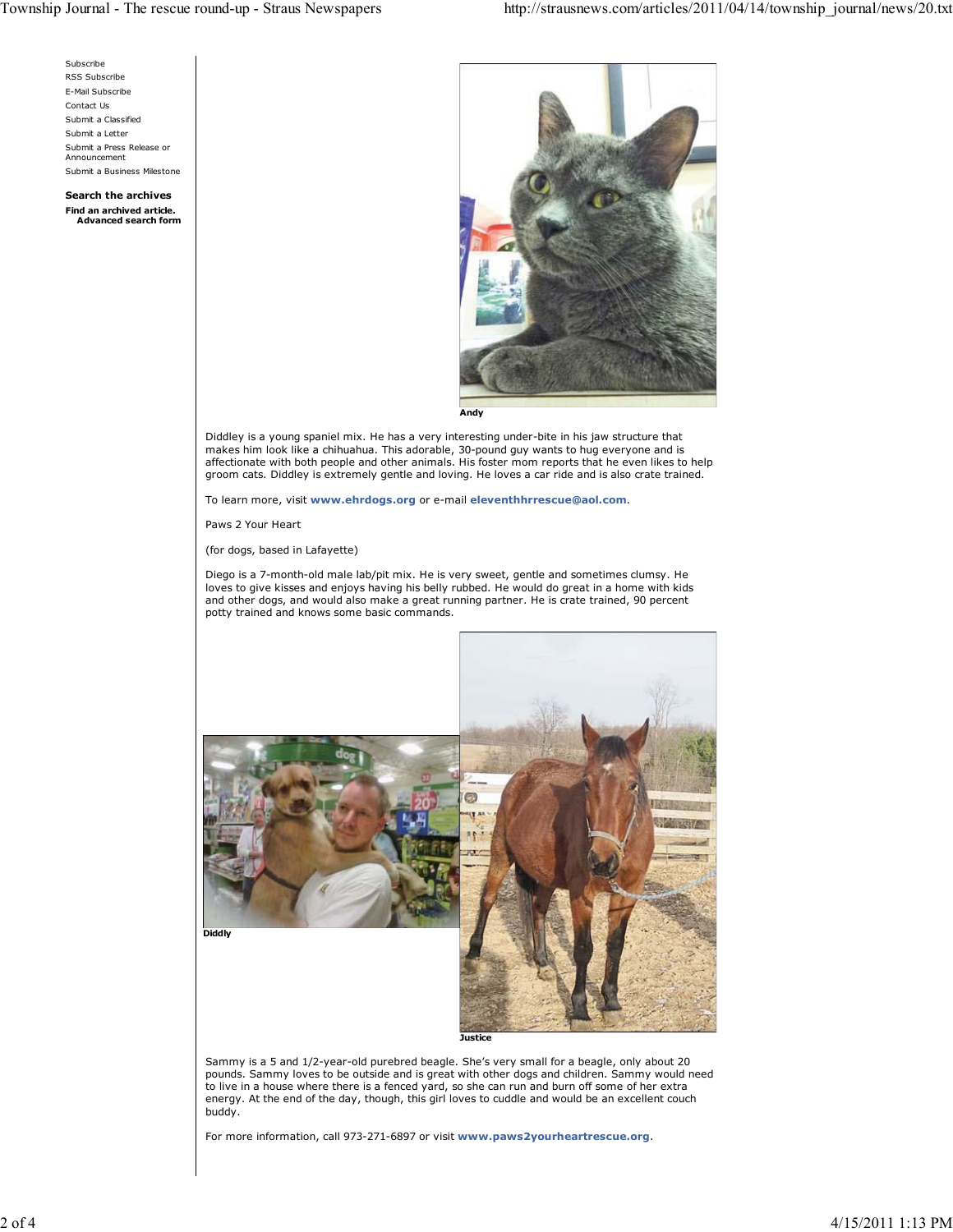Subscribe
RSS Subscribe
E-Mail Subscribe
Contact Us
Submit a Classified
Submit a Letter
Submit a Press Release or Announcement
Submit a Business Milestone

**Search the archives**

**Find an archived article.**
**Advanced search form**

**Andy**

Diddley is a young spaniel mix. He has a very interesting under-bite in his jaw structure that makes him look like a chihuahua. This adorable, 30-pound guy wants to hug everyone and is affectionate with both people and other animals. His foster mom reports that he even likes to help groom cats. Diddley is extremely gentle and loving. He loves a car ride and is also crate trained.

To learn more, visit **www.ehrdogs.org** or e-mail **eleventhhrrescue@aol.com**.

Paws 2 Your Heart

(for dogs, based in Lafayette)

Diego is a 7-month-old male lab/pit mix. He is very sweet, gentle and sometimes clumsy. He loves to give kisses and enjoys having his belly rubbed. He would do great in a home with kids and other dogs, and would also make a great running partner. He is crate trained, 90 percent potty trained and knows some basic commands.

**Diddly**

**Justice**

Sammy is a 5 and 1/2-year-old purebred beagle. She's very small for a beagle, only about 20 pounds. Sammy loves to be outside and is great with other dogs and children. Sammy would need to live in a house where there is a fenced yard, so she can run and burn off some of her extra energy. At the end of the day, though, this girl loves to cuddle and would be an excellent couch buddy.

For more information, call 973-271-6897 or visit **www.paws2yourheartrescue.org**.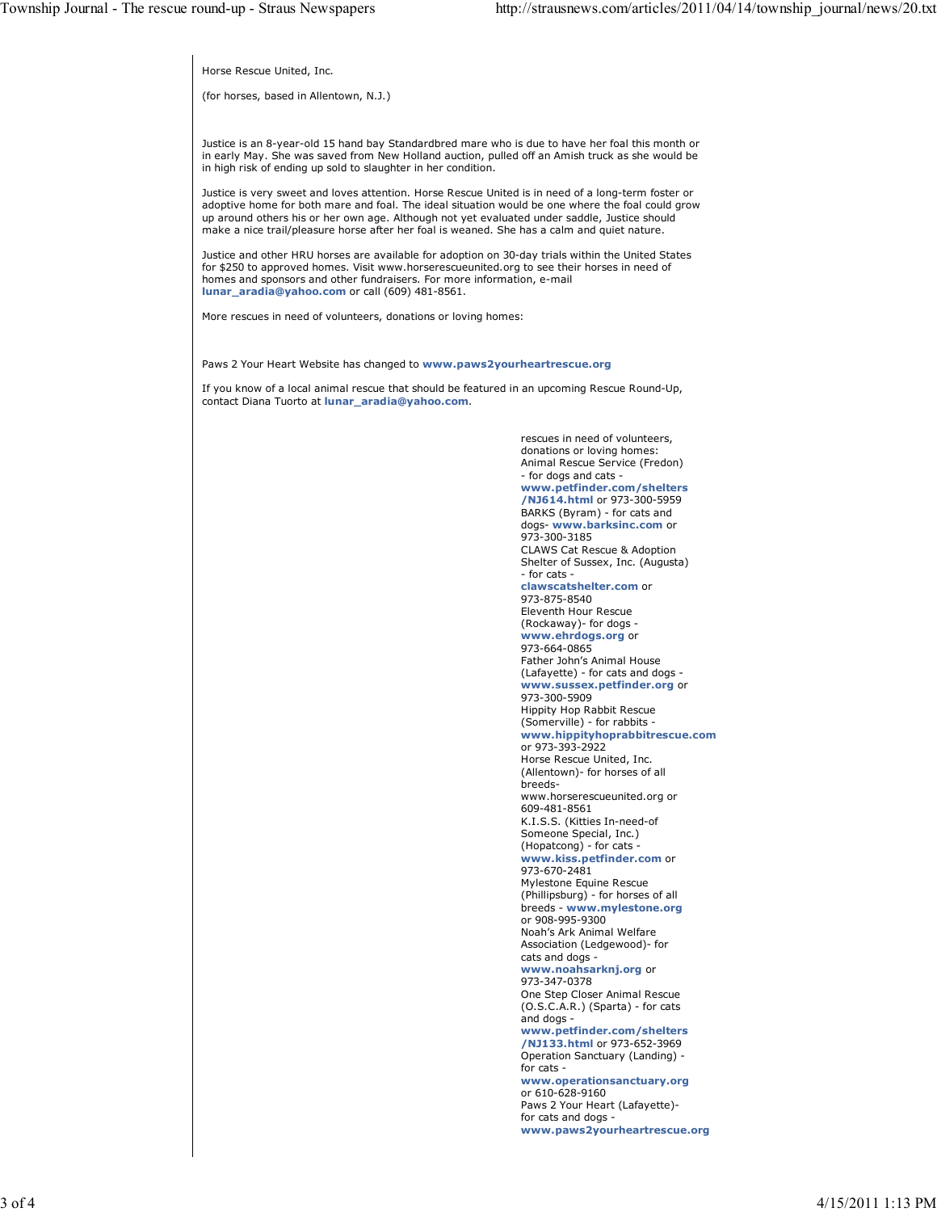Horse Rescue United, Inc.

(for horses, based in Allentown, N.J.)

Justice is an 8-year-old 15 hand bay Standardbred mare who is due to have her foal this month or in early May. She was saved from New Holland auction, pulled off an Amish truck as she would be in high risk of ending up sold to slaughter in her condition.

Justice is very sweet and loves attention. Horse Rescue United is in need of a long-term foster or adoptive home for both mare and foal. The ideal situation would be one where the foal could grow up around others his or her own age. Although not yet evaluated under saddle, Justice should make a nice trail/pleasure horse after her foal is weaned. She has a calm and quiet nature.

Justice and other HRU horses are available for adoption on 30-day trials within the United States for $250 to approved homes. Visit www.horserescueunited.org to see their horses in need of homes and sponsors and other fundraisers. For more information, e-mail **lunar_aradia@yahoo.com** or call (609) 481-8561.

More rescues in need of volunteers, donations or loving homes:

Paws 2 Your Heart Website has changed to **www.paws2yourheartrescue.org**

If you know of a local animal rescue that should be featured in an upcoming Rescue Round-Up, contact Diana Tuorto at **lunar_aradia@yahoo.com**.

rescues in need of volunteers, donations or loving homes:

Animal Rescue Service (Fredon) - for dogs and cats - **www.petfinder.com/shelters/NJ614.html** or 973-300-5959

BARKS (Byram) - for cats and dogs- **www.barksinc.com** or 973-300-3185

CLAWS Cat Rescue & Adoption Shelter of Sussex, Inc. (Augusta) - for cats - **clawscatshelter.com** or 973-875-8540

Eleventh Hour Rescue (Rockaway)- for dogs - **www.ehrdogs.org** or 973-664-0865

Father John's Animal House (Lafayette) - for cats and dogs - **www.sussex.petfinder.org** or 973-300-5909

Hippity Hop Rabbit Rescue (Somerville) - for rabbits - **www.hippityhoprabbitrescue.com** or 973-393-2922

Horse Rescue United, Inc. (Allentown)- for horses of all breeds- www.horserescueunited.org or 609-481-8561

K.I.S.S. (Kitties In-need-of Someone Special, Inc.) (Hopatcong) - for cats - **www.kiss.petfinder.com** or 973-670-2481

Mylestone Equine Rescue (Phillipsburg) - for horses of all breeds - **www.mylestone.org** or 908-995-9300

Noah's Ark Animal Welfare Association (Ledgewood)- for cats and dogs - **www.noahsarknj.org** or 973-347-0378

One Step Closer Animal Rescue (O.S.C.A.R.) (Sparta) - for cats and dogs - **www.petfinder.com/shelters/NJ133.html** or 973-652-3969

Operation Sanctuary (Landing) - for cats - **www.operationsanctuary.org** or 610-628-9160

Paws 2 Your Heart (Lafayette)- for cats and dogs - **www.paws2yourheartrescue.org**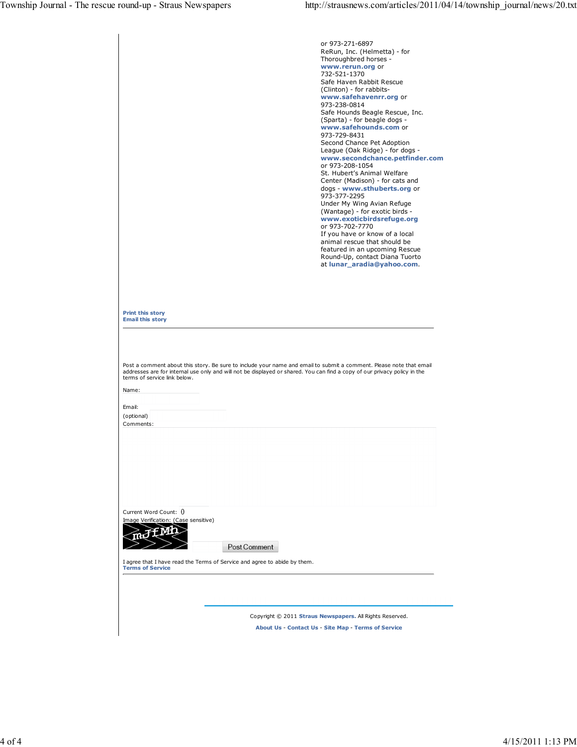or 973-271-6897
ReRun, Inc. (Helmetta) - for Thoroughbred horses - **www.rerun.org** or 732-521-1370
Safe Haven Rabbit Rescue (Clinton) - for rabbits- **www.safehavenrr.org** or 973-238-0814
Safe Hounds Beagle Rescue, Inc. (Sparta) - for beagle dogs - **www.safehounds.com** or 973-729-8431
Second Chance Pet Adoption League (Oak Ridge) - for dogs - **www.secondchance.petfinder.com** or 973-208-1054
St. Hubert's Animal Welfare Center (Madison) - for cats and dogs - **www.sthuberts.org** or 973-377-2295
Under My Wing Avian Refuge (Wantage) - for exotic birds - **www.exoticbirdsrefuge.org** or 973-702-7770
If you have or know of a local animal rescue that should be featured in an upcoming Rescue Round-Up, contact Diana Tuorto at **lunar_aradia@yahoo.com**.

**Print this story**
**Email this story**

---

Post a comment about this story. Be sure to include your name and email to submit a comment. Please note that email addresses are for internal use only and will not be displayed or shared. You can find a copy of our privacy policy in the terms of service link below.

Name:

Email:
(optional)
Comments:

Current Word Count: 0
Image Verification: (Case sensitive)

Post Comment

I agree that I have read the Terms of Service and agree to abide by them.
**Terms of Service**

---

Copyright © 2011 **Straus Newspapers.** All Rights Reserved.

**About Us** - **Contact Us** - **Site Map** - **Terms of Service**